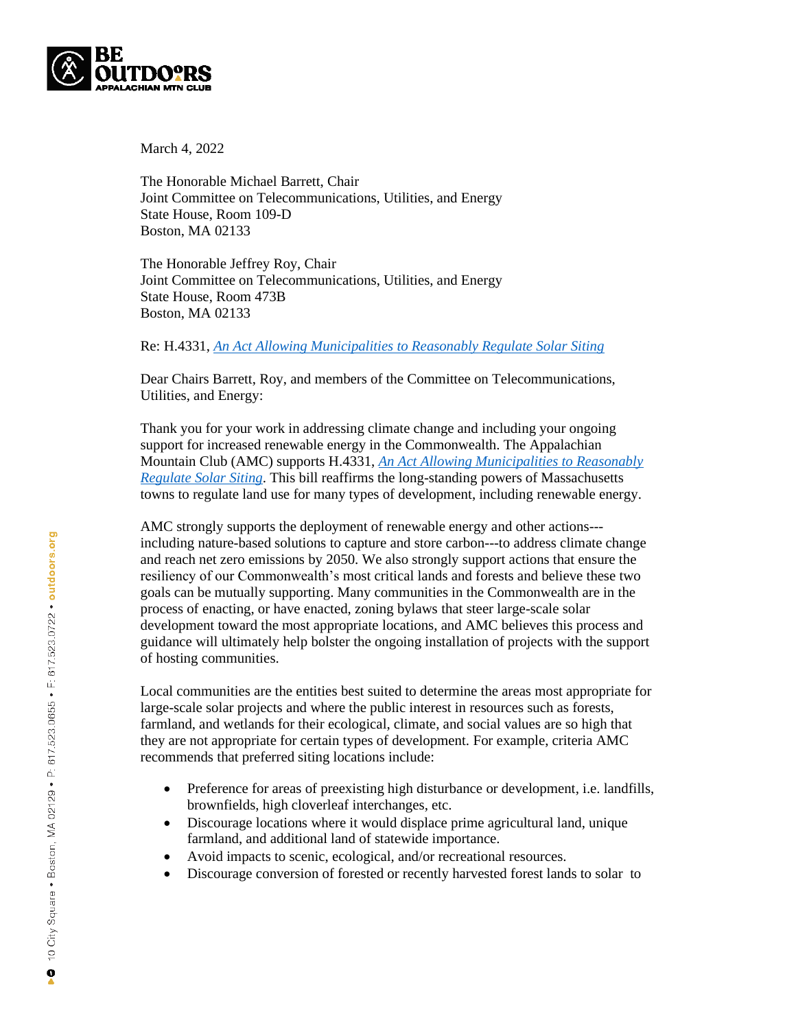March 4, 2022

The Honorable Michael Barrett, Chair
Joint Committee on Telecommunications, Utilities, and Energy
State House, Room 109-D
Boston, MA 02133

The Honorable Jeffrey Roy, Chair
Joint Committee on Telecommunications, Utilities, and Energy
State House, Room 473B
Boston, MA 02133

Re: H.4331, *An Act Allowing Municipalities to Reasonably Regulate Solar Siting*

Dear Chairs Barrett, Roy, and members of the Committee on Telecommunications, Utilities, and Energy:

Thank you for your work in addressing climate change and including your ongoing support for increased renewable energy in the Commonwealth. The Appalachian Mountain Club (AMC) supports H.4331, *An Act Allowing Municipalities to Reasonably Regulate Solar Siting*. This bill reaffirms the long-standing powers of Massachusetts towns to regulate land use for many types of development, including renewable energy.

AMC strongly supports the deployment of renewable energy and other actions---including nature-based solutions to capture and store carbon---to address climate change and reach net zero emissions by 2050. We also strongly support actions that ensure the resiliency of our Commonwealth's most critical lands and forests and believe these two goals can be mutually supporting. Many communities in the Commonwealth are in the process of enacting, or have enacted, zoning bylaws that steer large-scale solar development toward the most appropriate locations, and AMC believes this process and guidance will ultimately help bolster the ongoing installation of projects with the support of hosting communities.

Local communities are the entities best suited to determine the areas most appropriate for large-scale solar projects and where the public interest in resources such as forests, farmland, and wetlands for their ecological, climate, and social values are so high that they are not appropriate for certain types of development. For example, criteria AMC recommends that preferred siting locations include:

- Preference for areas of preexisting high disturbance or development, i.e. landfills, brownfields, high cloverleaf interchanges, etc.
- Discourage locations where it would displace prime agricultural land, unique farmland, and additional land of statewide importance.
- Avoid impacts to scenic, ecological, and/or recreational resources.
- Discourage conversion of forested or recently harvested forest lands to solar to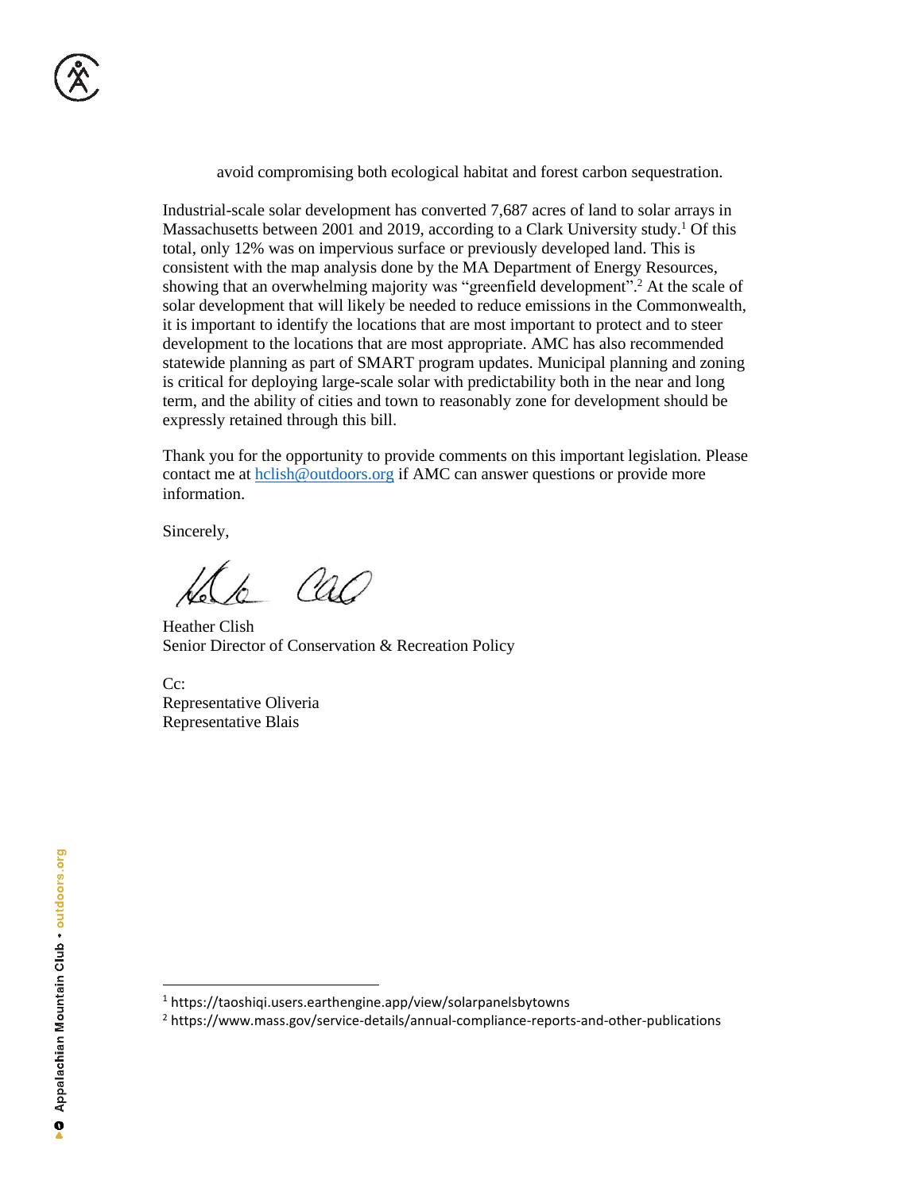avoid compromising both ecological habitat and forest carbon sequestration.

Industrial-scale solar development has converted 7,687 acres of land to solar arrays in Massachusetts between 2001 and 2019, according to a Clark University study.[1] Of this total, only 12% was on impervious surface or previously developed land. This is consistent with the map analysis done by the MA Department of Energy Resources, showing that an overwhelming majority was "greenfield development".[2] At the scale of solar development that will likely be needed to reduce emissions in the Commonwealth, it is important to identify the locations that are most important to protect and to steer development to the locations that are most appropriate. AMC has also recommended statewide planning as part of SMART program updates. Municipal planning and zoning is critical for deploying large-scale solar with predictability both in the near and long term, and the ability of cities and town to reasonably zone for development should be expressly retained through this bill.

Thank you for the opportunity to provide comments on this important legislation. Please contact me at hclish@outdoors.org if AMC can answer questions or provide more information.

Sincerely,

Heather Clish
Senior Director of Conservation & Recreation Policy

Cc:
Representative Oliveria
Representative Blais

[1] https://taoshiqi.users.earthengine.app/view/solarpanelsbytowns

[2] https://www.mass.gov/service-details/annual-compliance-reports-and-other-publications